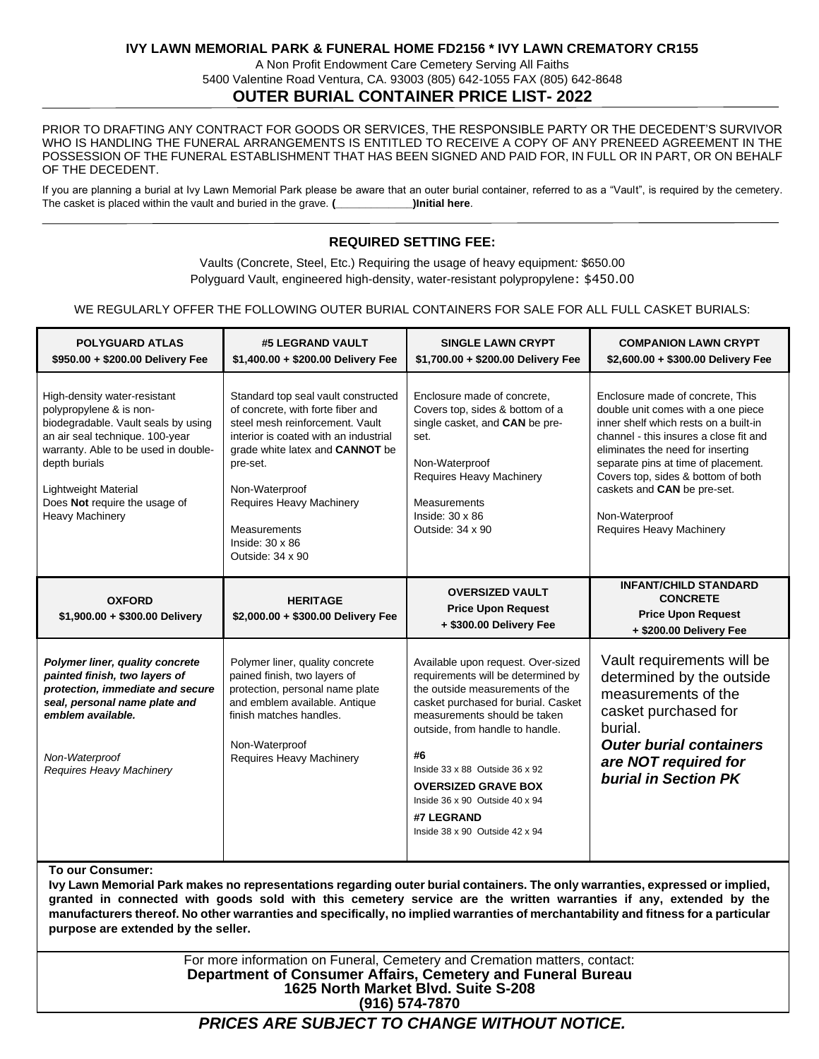# IVY LAWN MEMORIAL PARK & FUNERAL HOME FD2156 * IVY LAWN CREMATORY CR155

A Non Profit Endowment Care Cemetery Serving All Faiths

5400 Valentine Road Ventura, CA. 93003 (805) 642-1055 FAX (805) 642-8648

## OUTER BURIAL CONTAINER PRICE LIST- 2022

PRIOR TO DRAFTING ANY CONTRACT FOR GOODS OR SERVICES, THE RESPONSIBLE PARTY OR THE DECEDENT'S SURVIVOR WHO IS HANDLING THE FUNERAL ARRANGEMENTS IS ENTITLED TO RECEIVE A COPY OF ANY PRENEED AGREEMENT IN THE POSSESSION OF THE FUNERAL ESTABLISHMENT THAT HAS BEEN SIGNED AND PAID FOR, IN FULL OR IN PART, OR ON BEHALF OF THE DECEDENT.

If you are planning a burial at Ivy Lawn Memorial Park please be aware that an outer burial container, referred to as a "Vault", is required by the cemetery. The casket is placed within the vault and buried in the grave. **(____________)Initial here**.

### REQUIRED SETTING FEE:

Vaults (Concrete, Steel, Etc.) Requiring the usage of heavy equipment: $650.00

Polyguard Vault, engineered high-density, water-resistant polypropylene: $450.00

WE REGULARLY OFFER THE FOLLOWING OUTER BURIAL CONTAINERS FOR SALE FOR ALL FULL CASKET BURIALS:

| **POLYGUARD ATLAS** **$950.00 + $200.00 Delivery Fee** | **#5 LEGRAND VAULT** **$1,400.00 + $200.00 Delivery Fee** | **SINGLE LAWN CRYPT** **$1,700.00 + $200.00 Delivery Fee** | **COMPANION LAWN CRYPT** **$2,600.00 + $300.00 Delivery Fee** |
|---|---|---|---|
| High-density water-resistant polypropylene & is non-biodegradable. Vault seals by using an air seal technique. 100-year warranty. Able to be used in double-depth burials<br><br>Lightweight Material<br>Does **Not** require the usage of Heavy Machinery | Standard top seal vault constructed of concrete, with forte fiber and steel mesh reinforcement. Vault interior is coated with an industrial grade white latex and **CANNOT** be pre-set.<br><br>Non-Waterproof<br>Requires Heavy Machinery<br><br>Measurements<br>Inside: 30 x 86<br>Outside: 34 x 90 | Enclosure made of concrete, Covers top, sides & bottom of a single casket, and **CAN** be pre-set.<br><br>Non-Waterproof<br>Requires Heavy Machinery<br><br>Measurements<br>Inside: 30 x 86<br>Outside: 34 x 90 | Enclosure made of concrete, This double unit comes with a one piece inner shelf which rests on a built-in channel - this insures a close fit and eliminates the need for inserting separate pins at time of placement. Covers top, sides & bottom of both caskets and **CAN** be pre-set.<br><br>Non-Waterproof<br>Requires Heavy Machinery |
| **OXFORD** **$1,900.00 + $300.00 Delivery** | **HERITAGE** **$2,000.00 + $300.00 Delivery Fee** | **OVERSIZED VAULT** **Price Upon Request** **+ $300.00 Delivery Fee** | **INFANT/CHILD STANDARD CONCRETE** **Price Upon Request** **+ $200.00 Delivery Fee** |
| ***Polymer liner, quality concrete painted finish, two layers of protection, immediate and secure seal, personal name plate and emblem available.***<br><br>*Non-Waterproof*<br>*Requires Heavy Machinery* | Polymer liner, quality concrete pained finish, two layers of protection, personal name plate and emblem available. Antique finish matches handles.<br><br>Non-Waterproof<br>Requires Heavy Machinery | Available upon request. Over-sized requirements will be determined by the outside measurements of the casket purchased for burial. Casket measurements should be taken outside, from handle to handle.<br><br>**#6**<br>Inside 33 x 88 Outside 36 x 92<br>**OVERSIZED GRAVE BOX**<br>Inside 36 x 90 Outside 40 x 94<br>**#7 LEGRAND**<br>Inside 38 x 90 Outside 42 x 94 | Vault requirements will be determined by the outside measurements of the casket purchased for burial.<br>***Outer burial containers are NOT required for burial in Section PK*** |

**To our Consumer:**

**Ivy Lawn Memorial Park makes no representations regarding outer burial containers. The only warranties, expressed or implied, granted in connected with goods sold with this cemetery service are the written warranties if any, extended by the manufacturers thereof. No other warranties and specifically, no implied warranties of merchantability and fitness for a particular purpose are extended by the seller.**

For more information on Funeral, Cemetery and Cremation matters, contact:

**Department of Consumer Affairs, Cemetery and Funeral Bureau**
**1625 North Market Blvd. Suite S-208**
**(916) 574-7870**

***PRICES ARE SUBJECT TO CHANGE WITHOUT NOTICE.***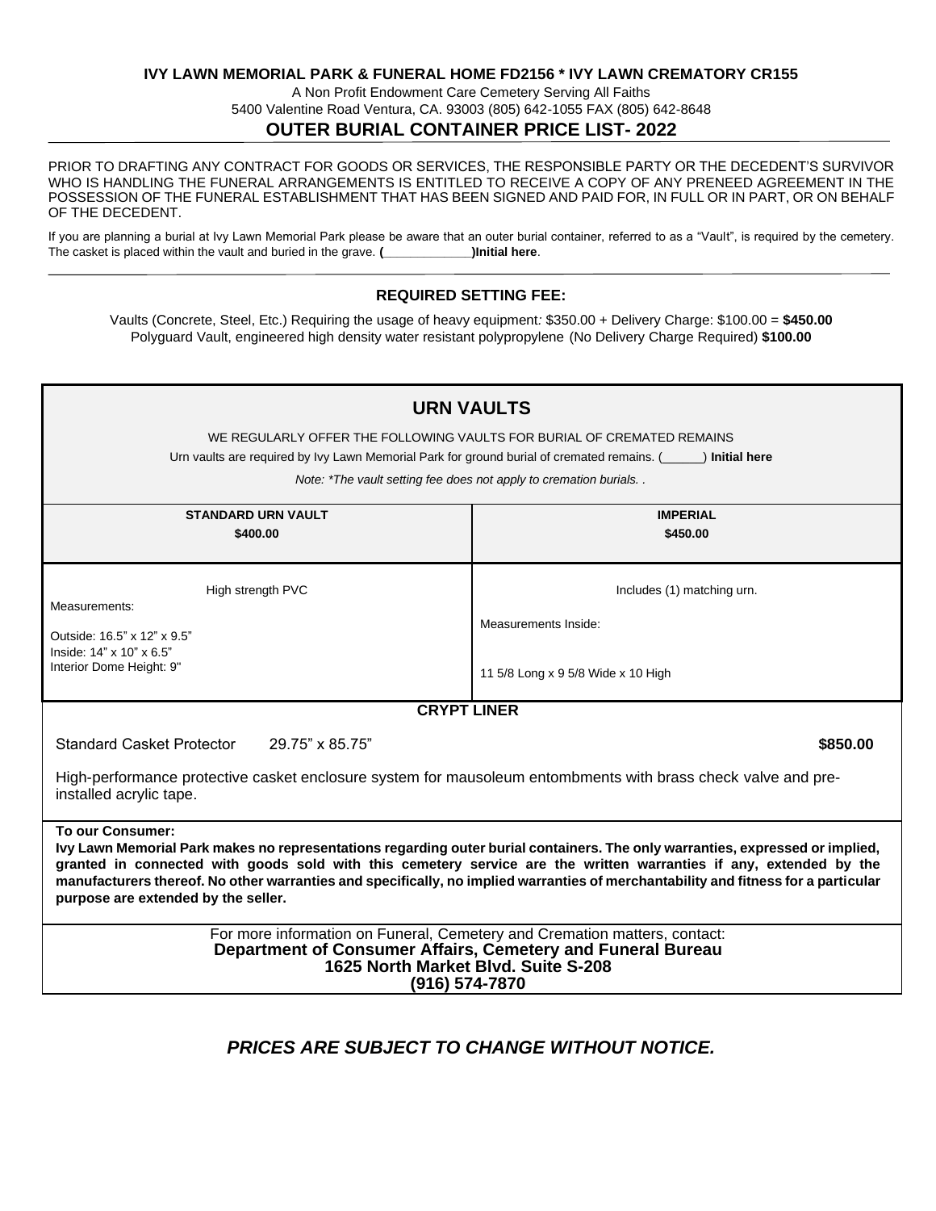**IVY LAWN MEMORIAL PARK & FUNERAL HOME FD2156 * IVY LAWN CREMATORY CR155**

A Non Profit Endowment Care Cemetery Serving All Faiths

5400 Valentine Road Ventura, CA. 93003 (805) 642-1055 FAX (805) 642-8648

## OUTER BURIAL CONTAINER PRICE LIST- 2022

PRIOR TO DRAFTING ANY CONTRACT FOR GOODS OR SERVICES, THE RESPONSIBLE PARTY OR THE DECEDENT'S SURVIVOR WHO IS HANDLING THE FUNERAL ARRANGEMENTS IS ENTITLED TO RECEIVE A COPY OF ANY PRENEED AGREEMENT IN THE POSSESSION OF THE FUNERAL ESTABLISHMENT THAT HAS BEEN SIGNED AND PAID FOR, IN FULL OR IN PART, OR ON BEHALF OF THE DECEDENT.

If you are planning a burial at Ivy Lawn Memorial Park please be aware that an outer burial container, referred to as a "Vault", is required by the cemetery. The casket is placed within the vault and buried in the grave. **(____________)Initial here**.

### REQUIRED SETTING FEE:

Vaults (Concrete, Steel, Etc.) Requiring the usage of heavy equipment: $350.00 + Delivery Charge: $100.00 = **$450.00**

Polyguard Vault, engineered high density water resistant polypropylene (No Delivery Charge Required) **$100.00**

## URN VAULTS

WE REGULARLY OFFER THE FOLLOWING VAULTS FOR BURIAL OF CREMATED REMAINS

Urn vaults are required by Ivy Lawn Memorial Park for ground burial of cremated remains. (______) **Initial here**

*Note: \*The vault setting fee does not apply to cremation burials. .*

| **STANDARD URN VAULT** **$400.00** | **IMPERIAL** **$450.00** |
|---|---|
| High strength PVC<br>Measurements:<br>Outside: 16.5" x 12" x 9.5"<br>Inside: 14" x 10" x 6.5"<br>Interior Dome Height: 9" | Includes (1) matching urn.<br>Measurements Inside:<br>11 5/8 Long x 9 5/8 Wide x 10 High |

### CRYPT LINER

Standard Casket Protector 29.75" x 85.75" **$850.00**

High-performance protective casket enclosure system for mausoleum entombments with brass check valve and pre-installed acrylic tape.

**To our Consumer:**

**Ivy Lawn Memorial Park makes no representations regarding outer burial containers. The only warranties, expressed or implied, granted in connected with goods sold with this cemetery service are the written warranties if any, extended by the manufacturers thereof. No other warranties and specifically, no implied warranties of merchantability and fitness for a particular purpose are extended by the seller.**

For more information on Funeral, Cemetery and Cremation matters, contact:

**Department of Consumer Affairs, Cemetery and Funeral Bureau**
**1625 North Market Blvd. Suite S-208**
**(916) 574-7870**

***PRICES ARE SUBJECT TO CHANGE WITHOUT NOTICE.***